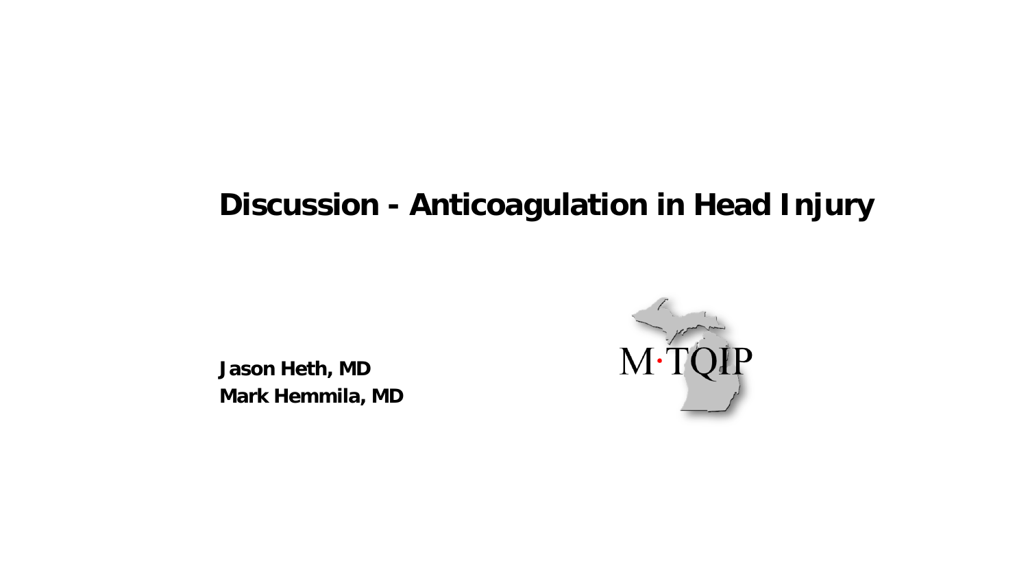# Discussion - Anticoagulation in Head Injury

**Jason Heth, MD**
**Mark Hemmila, MD**

M·TQIP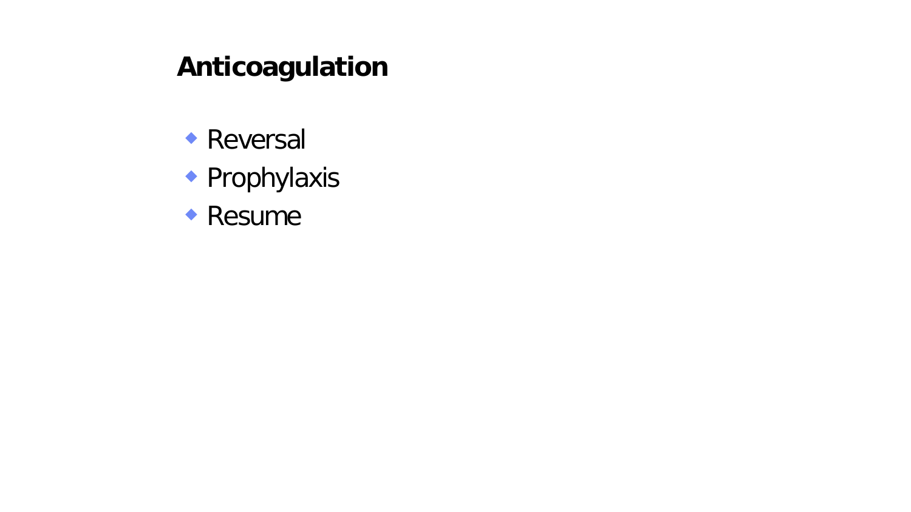# Anticoagulation

- Reversal
- Prophylaxis
- Resume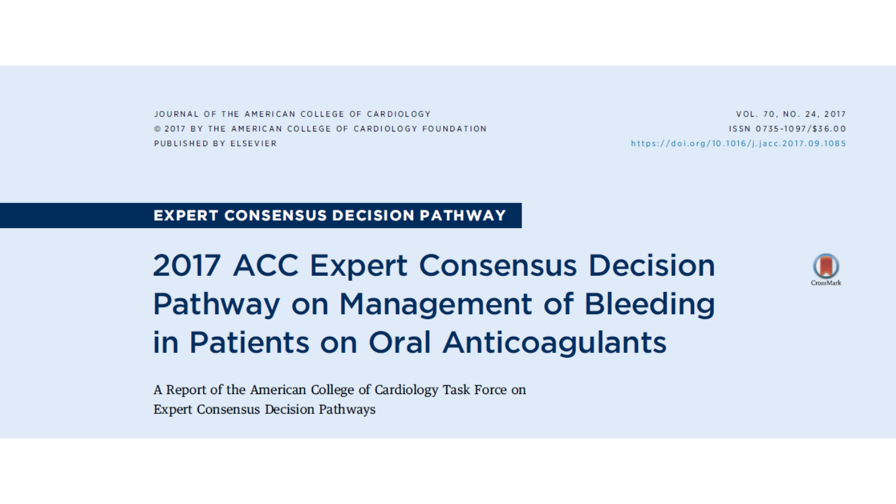JOURNAL OF THE AMERICAN COLLEGE OF CARDIOLOGY
© 2017 BY THE AMERICAN COLLEGE OF CARDIOLOGY FOUNDATION
PUBLISHED BY ELSEVIER

VOL. 70, NO. 24, 2017
ISSN 0735-1097/$36.00
https://doi.org/10.1016/j.jacc.2017.09.1085

**EXPERT CONSENSUS DECISION PATHWAY**

# 2017 ACC Expert Consensus Decision Pathway on Management of Bleeding in Patients on Oral Anticoagulants

A Report of the American College of Cardiology Task Force on Expert Consensus Decision Pathways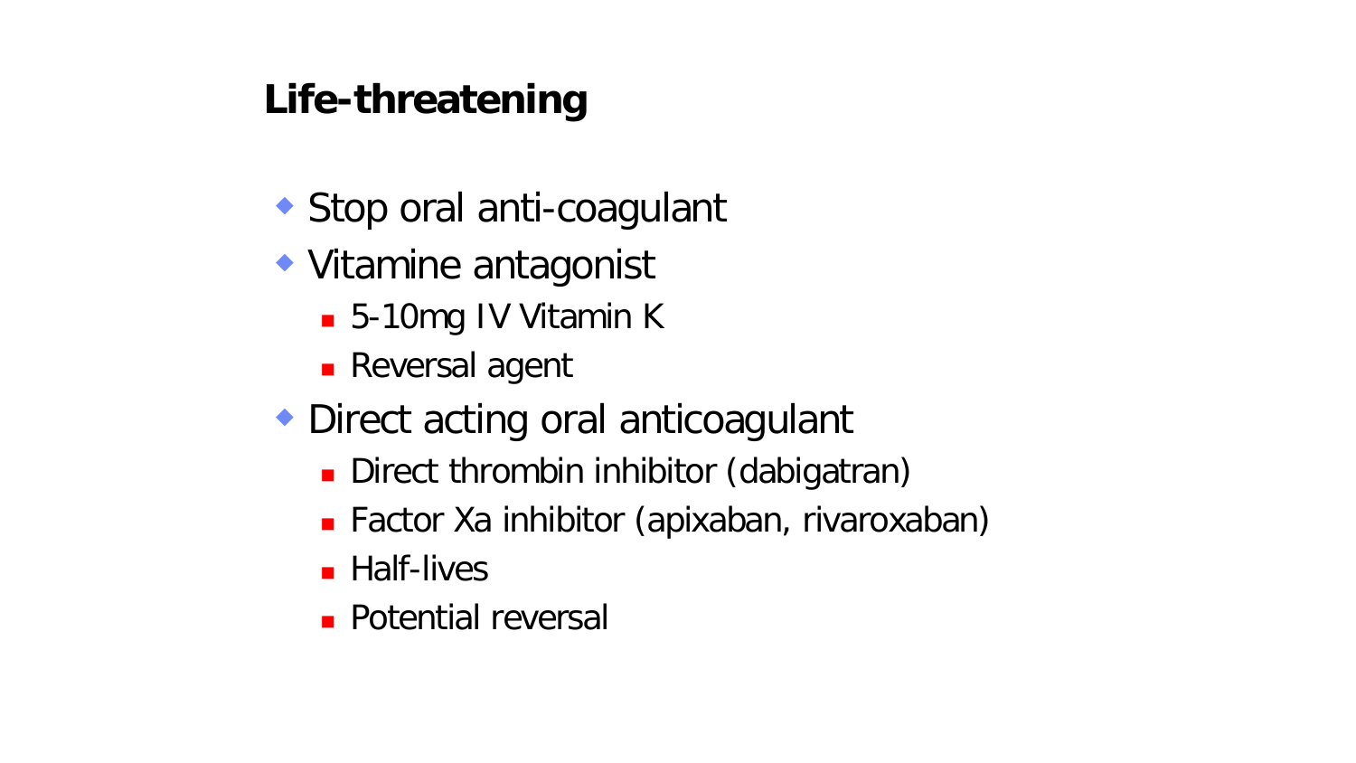## Life-threatening

- Stop oral anti-coagulant
- Vitamine antagonist
  - 5-10mg IV Vitamin K
  - Reversal agent
- Direct acting oral anticoagulant
  - Direct thrombin inhibitor (dabigatran)
  - Factor Xa inhibitor (apixaban, rivaroxaban)
  - Half-lives
  - Potential reversal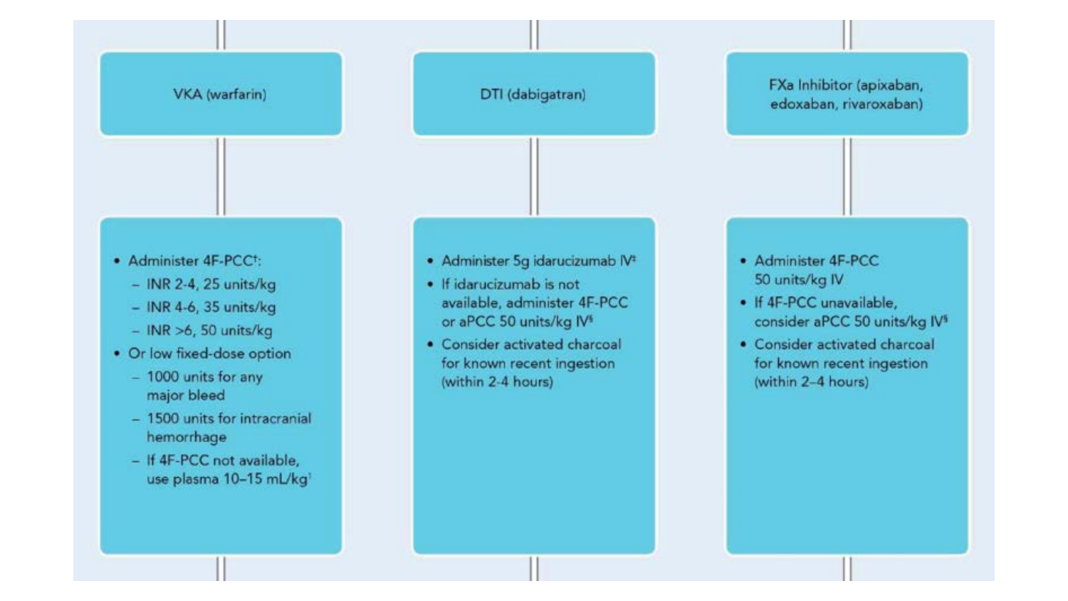| VKA (warfarin) | DTI (dabigatran) | FXa Inhibitor (apixaban, edoxaban, rivaroxaban) |
| --- | --- | --- |
| • Administer 4F-PCC[†]:<br>– INR 2-4, 25 units/kg<br>– INR 4-6, 35 units/kg<br>– INR >6, 50 units/kg<br>• Or low fixed-dose option<br>– 1000 units for any major bleed<br>– 1500 units for intracranial hemorrhage<br>– If 4F-PCC not available, use plasma 10–15 mL/kg[1] | • Administer 5g idarucizumab IV[‡]<br>• If idarucizumab is not available, administer 4F-PCC or aPCC 50 units/kg IV[§]<br>• Consider activated charcoal for known recent ingestion (within 2-4 hours) | • Administer 4F-PCC 50 units/kg IV<br>• If 4F-PCC unavailable, consider aPCC 50 units/kg IV[§]<br>• Consider activated charcoal for known recent ingestion (within 2–4 hours) |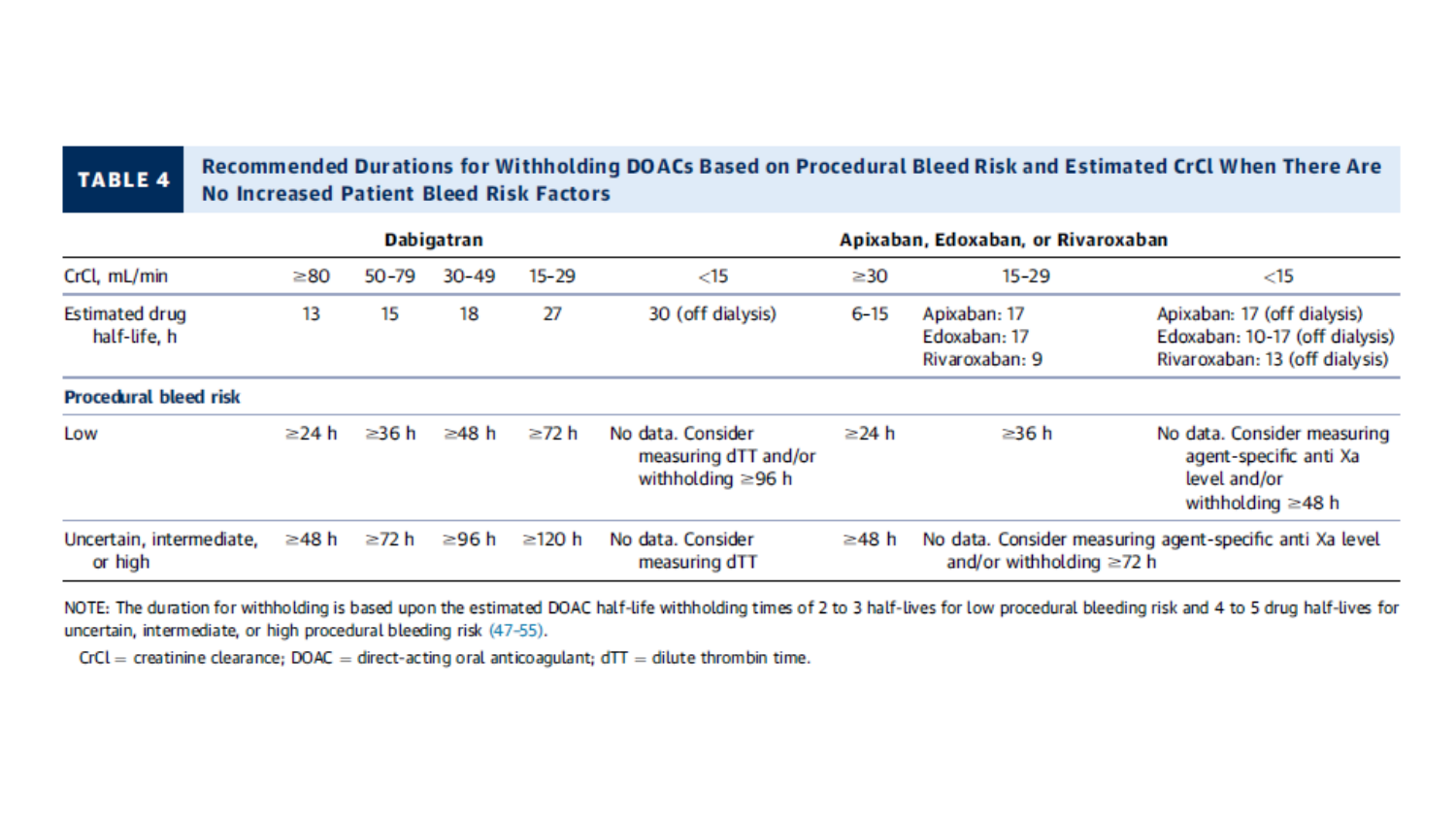**TABLE 4** Recommended Durations for Withholding DOACs Based on Procedural Bleed Risk and Estimated CrCl When There Are No Increased Patient Bleed Risk Factors

| | Dabigatran | | | | | Apixaban, Edoxaban, or Rivaroxaban | | |
|---|---|---|---|---|---|---|---|---|
| CrCl, mL/min | ≥80 | 50-79 | 30-49 | 15-29 | <15 | ≥30 | 15-29 | <15 |
| Estimated drug half-life, h | 13 | 15 | 18 | 27 | 30 (off dialysis) | 6-15 | Apixaban: 17<br>Edoxaban: 17<br>Rivaroxaban: 9 | Apixaban: 17 (off dialysis)<br>Edoxaban: 10-17 (off dialysis)<br>Rivaroxaban: 13 (off dialysis) |
| **Procedural bleed risk** | | | | | | | | |
| Low | ≥24 h | ≥36 h | ≥48 h | ≥72 h | No data. Consider measuring dTT and/or withholding ≥96 h | ≥24 h | ≥36 h | No data. Consider measuring agent-specific anti Xa level and/or withholding ≥48 h |
| Uncertain, intermediate, or high | ≥48 h | ≥72 h | ≥96 h | ≥120 h | No data. Consider measuring dTT | ≥48 h | No data. Consider measuring agent-specific anti Xa level and/or withholding ≥72 h | |

NOTE: The duration for withholding is based upon the estimated DOAC half-life withholding times of 2 to 3 half-lives for low procedural bleeding risk and 4 to 5 drug half-lives for uncertain, intermediate, or high procedural bleeding risk (47-55).

CrCl = creatinine clearance; DOAC = direct-acting oral anticoagulant; dTT = dilute thrombin time.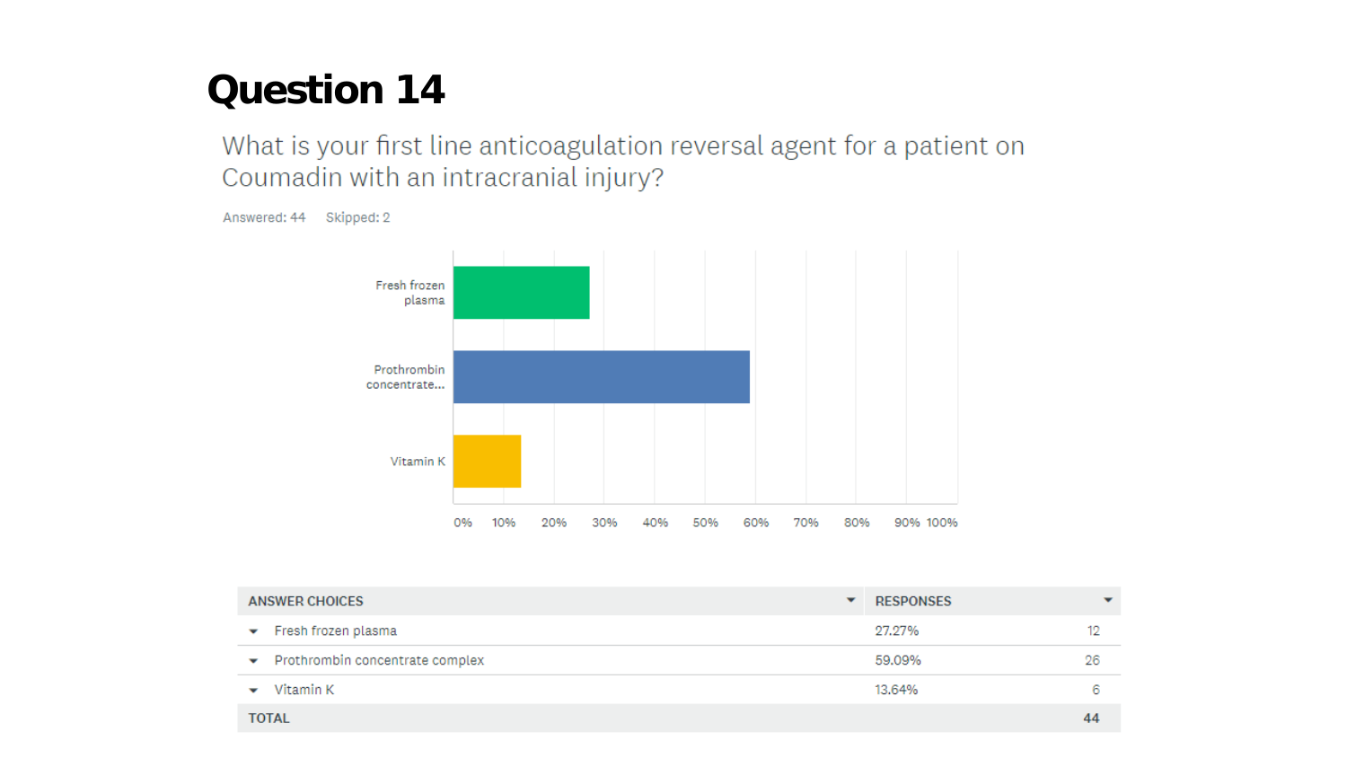# Question 14

What is your first line anticoagulation reversal agent for a patient on Coumadin with an intracranial injury?

Answered: 44 Skipped: 2

| ANSWER CHOICES | RESPONSES | |
|---|---|---|
| Fresh frozen plasma | 27.27% | 12 |
| Prothrombin concentrate complex | 59.09% | 26 |
| Vitamin K | 13.64% | 6 |
| TOTAL | | 44 |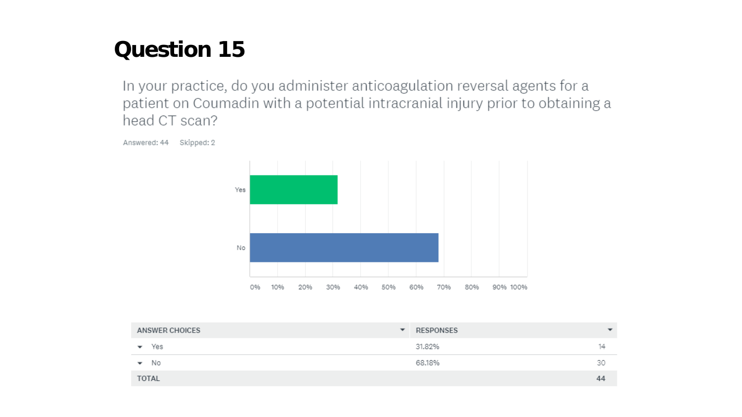# Question 15

In your practice, do you administer anticoagulation reversal agents for a patient on Coumadin with a potential intracranial injury prior to obtaining a head CT scan?

Answered: 44 Skipped: 2

| ANSWER CHOICES | RESPONSES | |
|---|---|---|
| Yes | 31.82% | 14 |
| No | 68.18% | 30 |
| TOTAL | | 44 |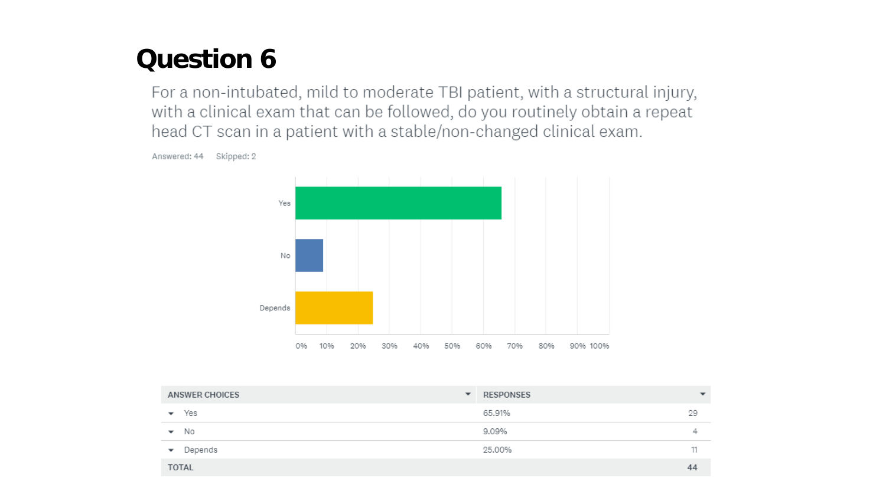# Question 6

For a non-intubated, mild to moderate TBI patient, with a structural injury, with a clinical exam that can be followed, do you routinely obtain a repeat head CT scan in a patient with a stable/non-changed clinical exam.

Answered: 44 Skipped: 2

| ANSWER CHOICES | RESPONSES | |
|---|---|---|
| Yes | 65.91% | 29 |
| No | 9.09% | 4 |
| Depends | 25.00% | 11 |
| TOTAL | | 44 |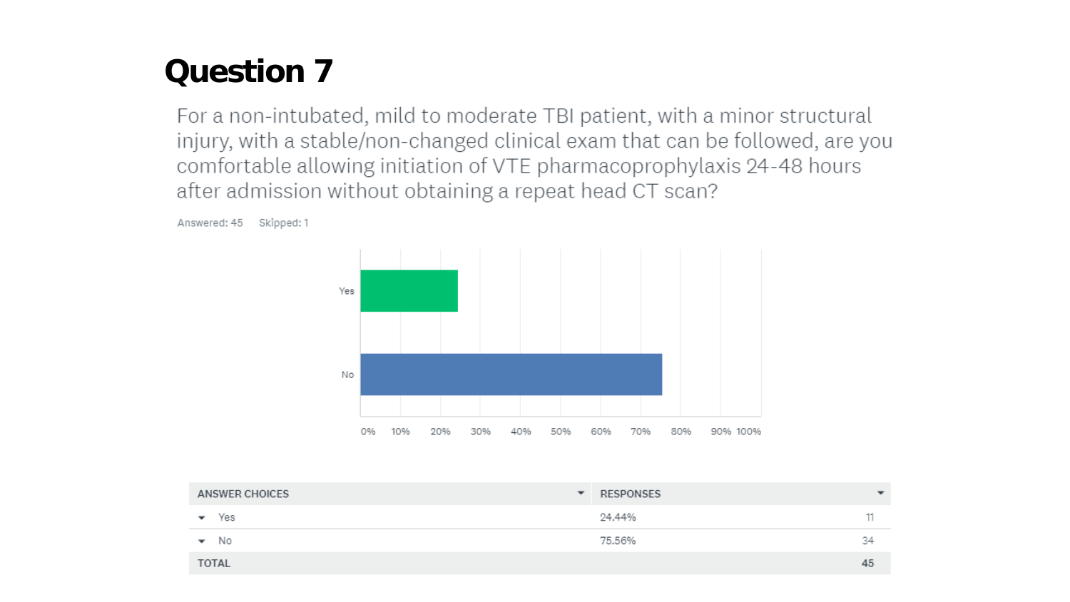# Question 7

For a non-intubated, mild to moderate TBI patient, with a minor structural injury, with a stable/non-changed clinical exam that can be followed, are you comfortable allowing initiation of VTE pharmacoprophylaxis 24-48 hours after admission without obtaining a repeat head CT scan?

Answered: 45 Skipped: 1

| ANSWER CHOICES | RESPONSES | |
|---|---|---|
| Yes | 24.44% | 11 |
| No | 75.56% | 34 |
| TOTAL | | 45 |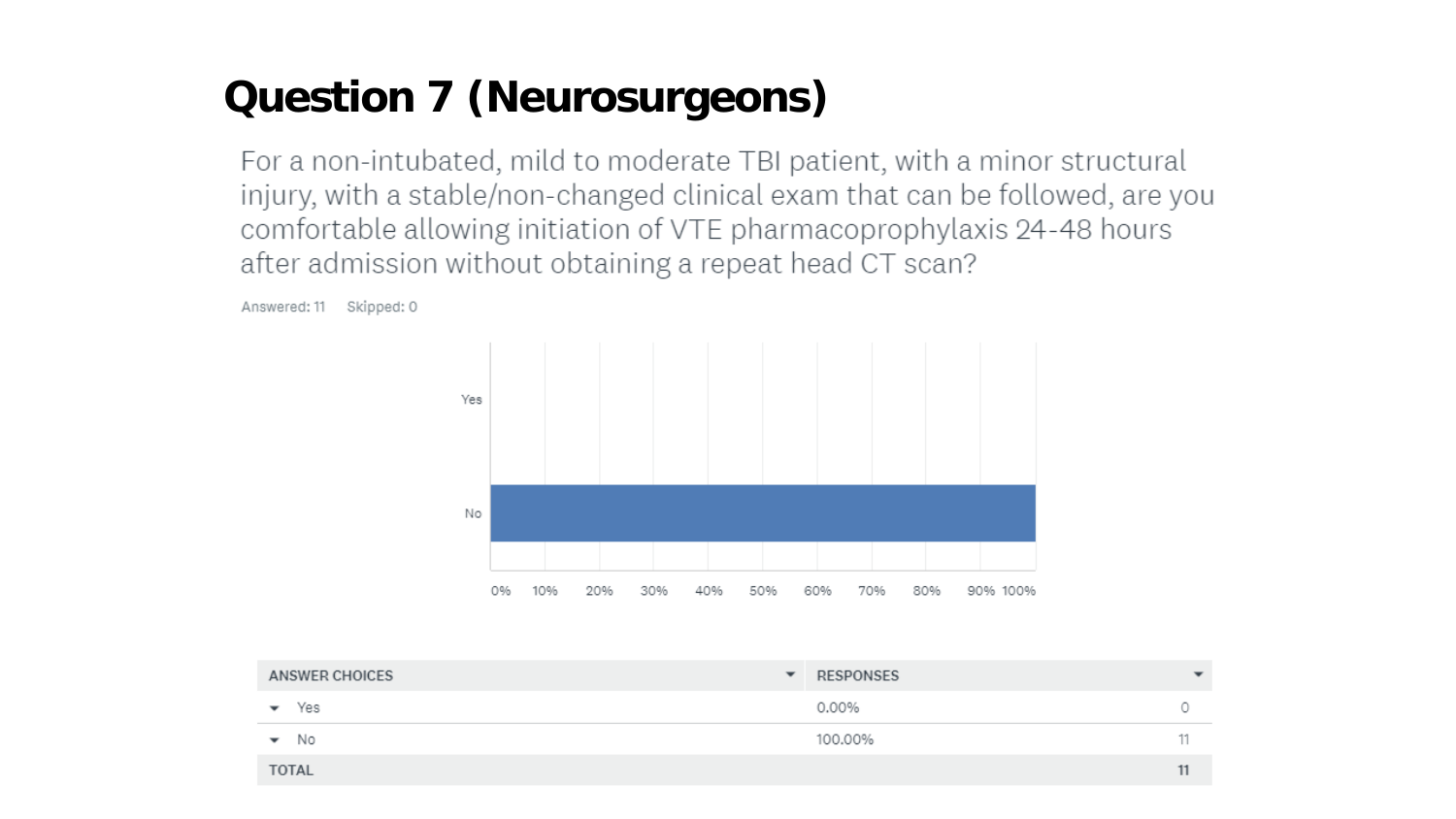# Question 7 (Neurosurgeons)

For a non-intubated, mild to moderate TBI patient, with a minor structural injury, with a stable/non-changed clinical exam that can be followed, are you comfortable allowing initiation of VTE pharmacoprophylaxis 24-48 hours after admission without obtaining a repeat head CT scan?

Answered: 11 Skipped: 0

| ANSWER CHOICES | RESPONSES | |
|---|---|---|
| Yes | 0.00% | 0 |
| No | 100.00% | 11 |
| TOTAL | | 11 |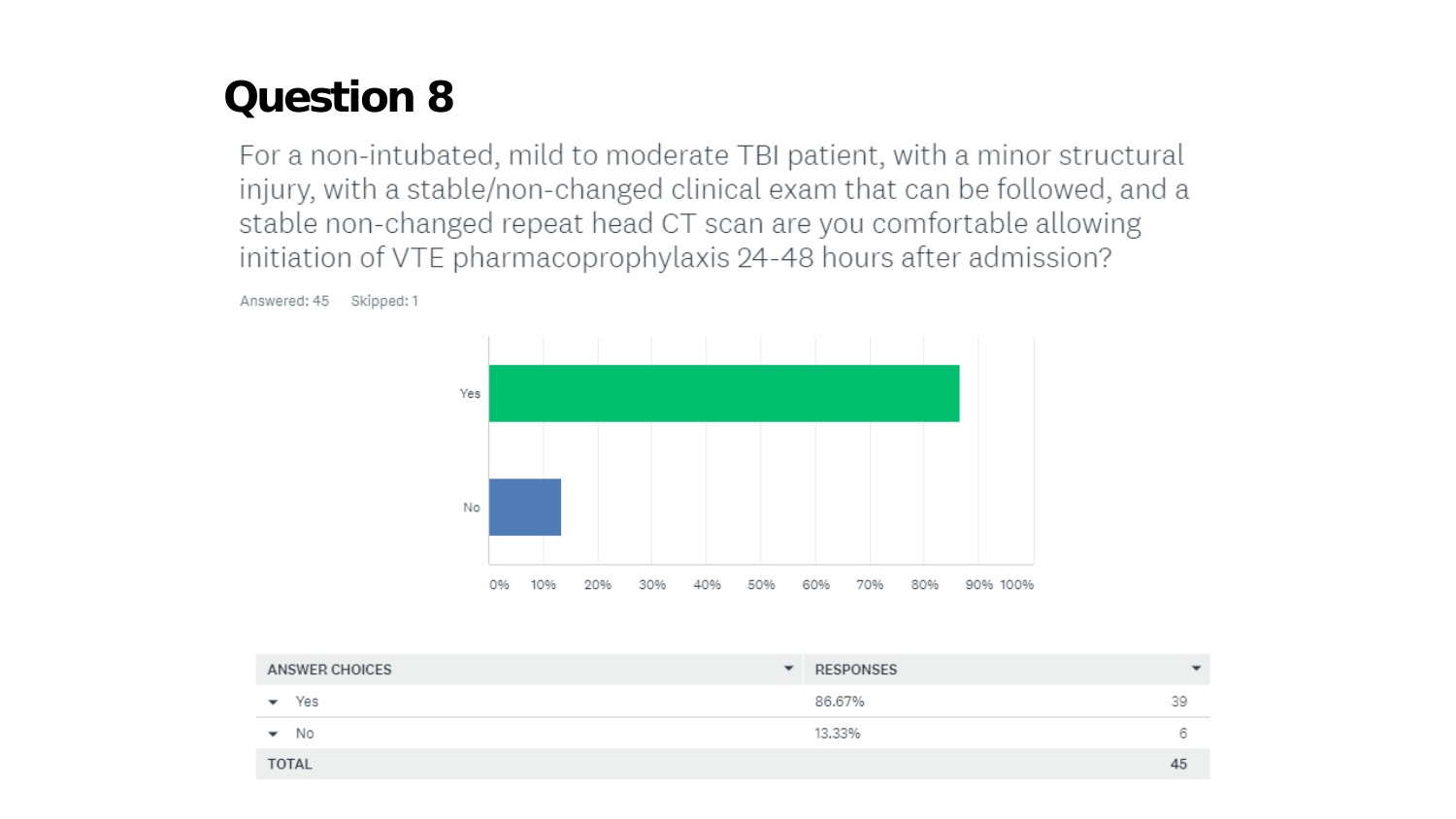# Question 8

For a non-intubated, mild to moderate TBI patient, with a minor structural injury, with a stable/non-changed clinical exam that can be followed, and a stable non-changed repeat head CT scan are you comfortable allowing initiation of VTE pharmacoprophylaxis 24-48 hours after admission?

Answered: 45  Skipped: 1

| ANSWER CHOICES | RESPONSES | |
|---|---|---|
| Yes | 86.67% | 39 |
| No | 13.33% | 6 |
| TOTAL | | 45 |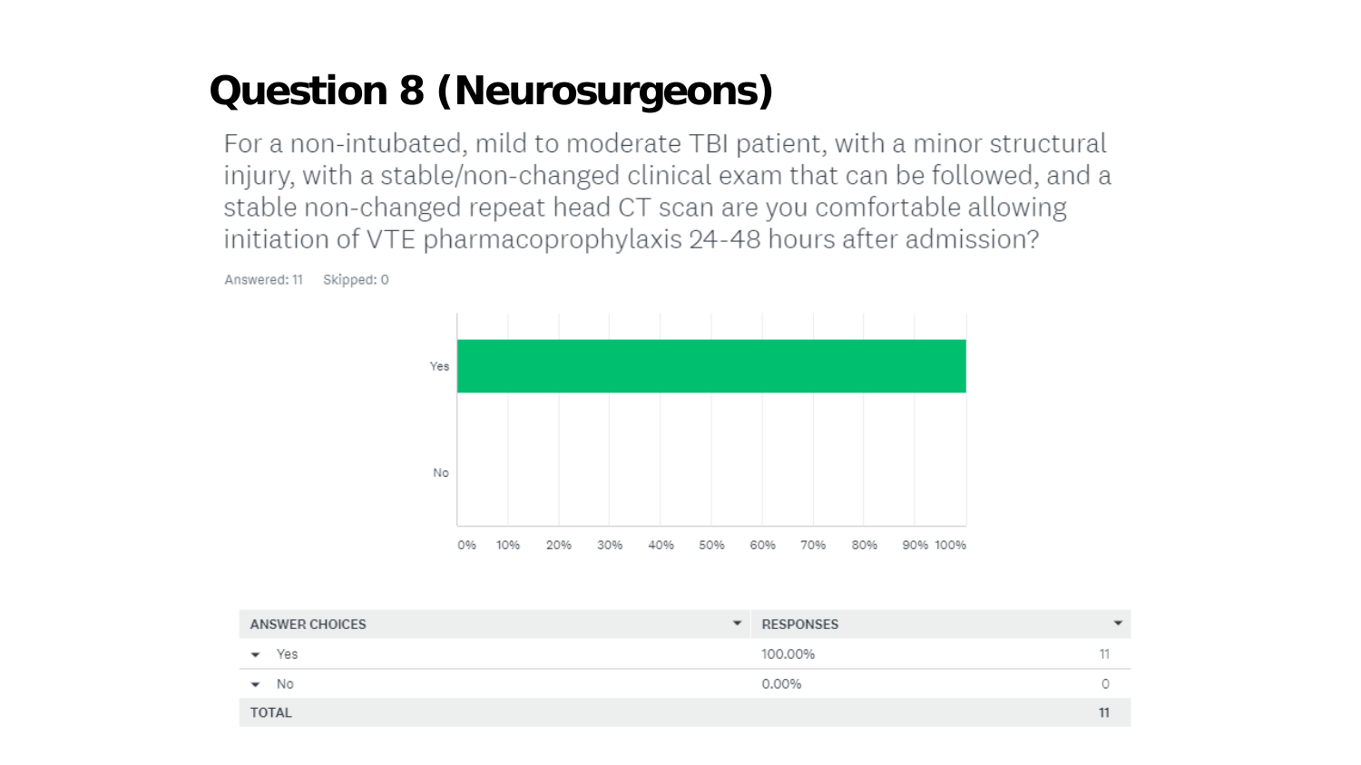# Question 8 (Neurosurgeons)

For a non-intubated, mild to moderate TBI patient, with a minor structural injury, with a stable/non-changed clinical exam that can be followed, and a stable non-changed repeat head CT scan are you comfortable allowing initiation of VTE pharmacoprophylaxis 24-48 hours after admission?

Answered: 11 Skipped: 0

| ANSWER CHOICES | RESPONSES | |
|---|---|---|
| Yes | 100.00% | 11 |
| No | 0.00% | 0 |
| TOTAL | | 11 |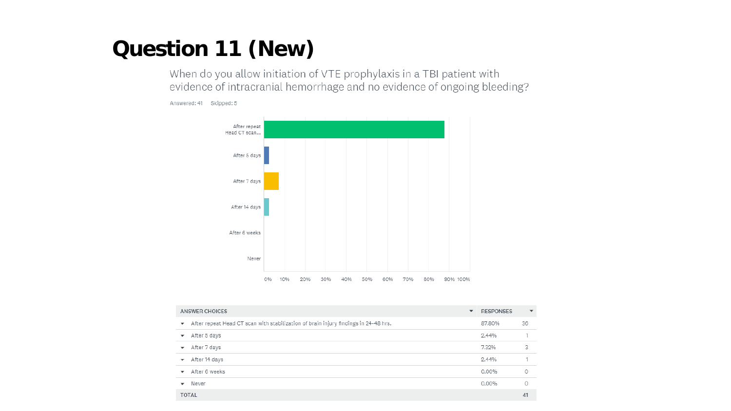# Question 11 (New)

When do you allow initiation of VTE prophylaxis in a TBI patient with evidence of intracranial hemorrhage and no evidence of ongoing bleeding?

Answered: 41 Skipped: 5

| ANSWER CHOICES | RESPONSES | |
|---|---|---|
| After repeat Head CT scan with stabilization of brain injury findings in 24-48 hrs. | 87.80% | 36 |
| After 5 days | 2.44% | 1 |
| After 7 days | 7.32% | 3 |
| After 14 days | 2.44% | 1 |
| After 6 weeks | 0.00% | 0 |
| Never | 0.00% | 0 |
| TOTAL | | 41 |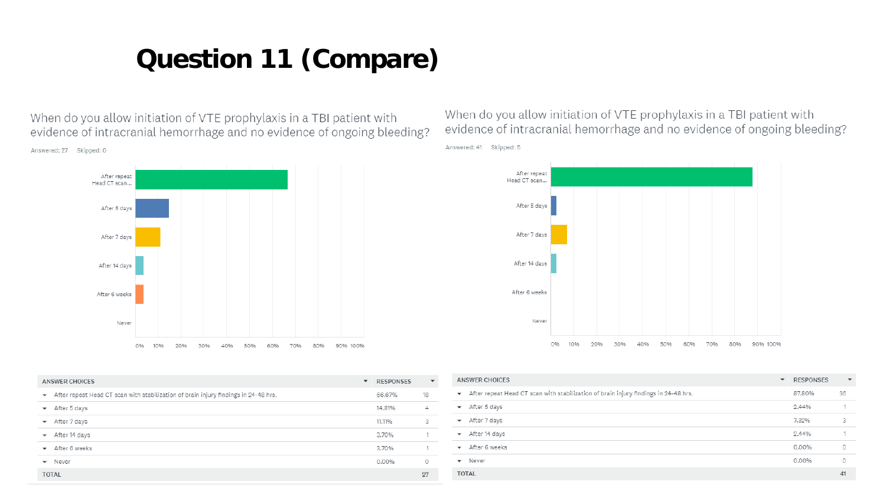# Question 11 (Compare)

When do you allow initiation of VTE prophylaxis in a TBI patient with evidence of intracranial hemorrhage and no evidence of ongoing bleeding?

Answered: 27 Skipped: 0

| ANSWER CHOICES | RESPONSES | |
|---|---|---|
| After repeat Head CT scan with stabilization of brain injury findings in 24-48 hrs. | 66.67% | 18 |
| After 5 days | 14.81% | 4 |
| After 7 days | 11.11% | 3 |
| After 14 days | 3.70% | 1 |
| After 6 weeks | 3.70% | 1 |
| Never | 0.00% | 0 |
| TOTAL | | 27 |

When do you allow initiation of VTE prophylaxis in a TBI patient with evidence of intracranial hemorrhage and no evidence of ongoing bleeding?

Answered: 41 Skipped: 5

| ANSWER CHOICES | RESPONSES | |
|---|---|---|
| After repeat Head CT scan with stabilization of brain injury findings in 24-48 hrs. | 87.80% | 36 |
| After 5 days | 2.44% | 1 |
| After 7 days | 7.32% | 3 |
| After 14 days | 2.44% | 1 |
| After 6 weeks | 0.00% | 0 |
| Never | 0.00% | 0 |
| TOTAL | | 41 |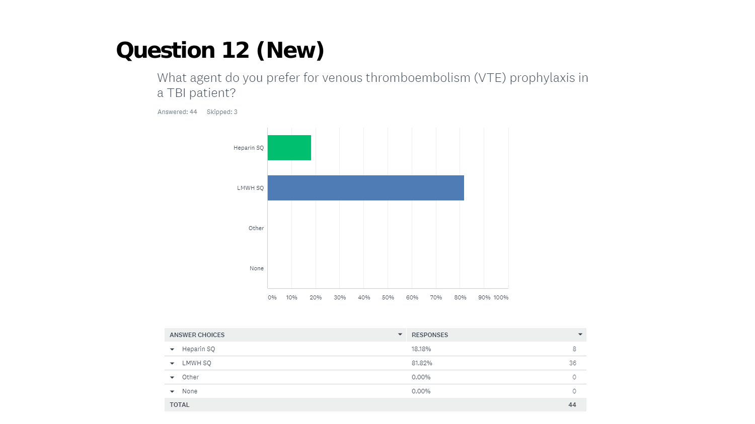# Question 12 (New)

What agent do you prefer for venous thromboembolism (VTE) prophylaxis in a TBI patient?

Answered: 44 Skipped: 3

| ANSWER CHOICES | RESPONSES | |
|---|---|---|
| Heparin SQ | 18.18% | 8 |
| LMWH SQ | 81.82% | 36 |
| Other | 0.00% | 0 |
| None | 0.00% | 0 |
| TOTAL | | 44 |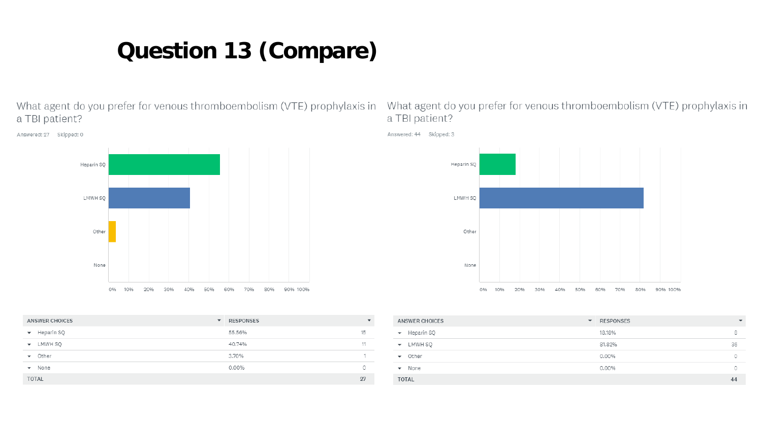# Question 13 (Compare)

What agent do you prefer for venous thromboembolism (VTE) prophylaxis in a TBI patient?

Answered: 27 Skipped: 0

| ANSWER CHOICES | RESPONSES | |
|---|---|---|
| Heparin SQ | 55.56% | 15 |
| LMWH SQ | 40.74% | 11 |
| Other | 3.70% | 1 |
| None | 0.00% | 0 |
| TOTAL | | 27 |

What agent do you prefer for venous thromboembolism (VTE) prophylaxis in a TBI patient?

Answered: 44 Skipped: 3

| ANSWER CHOICES | RESPONSES | |
|---|---|---|
| Heparin SQ | 18.18% | 8 |
| LMWH SQ | 81.82% | 36 |
| Other | 0.00% | 0 |
| None | 0.00% | 0 |
| TOTAL | | 44 |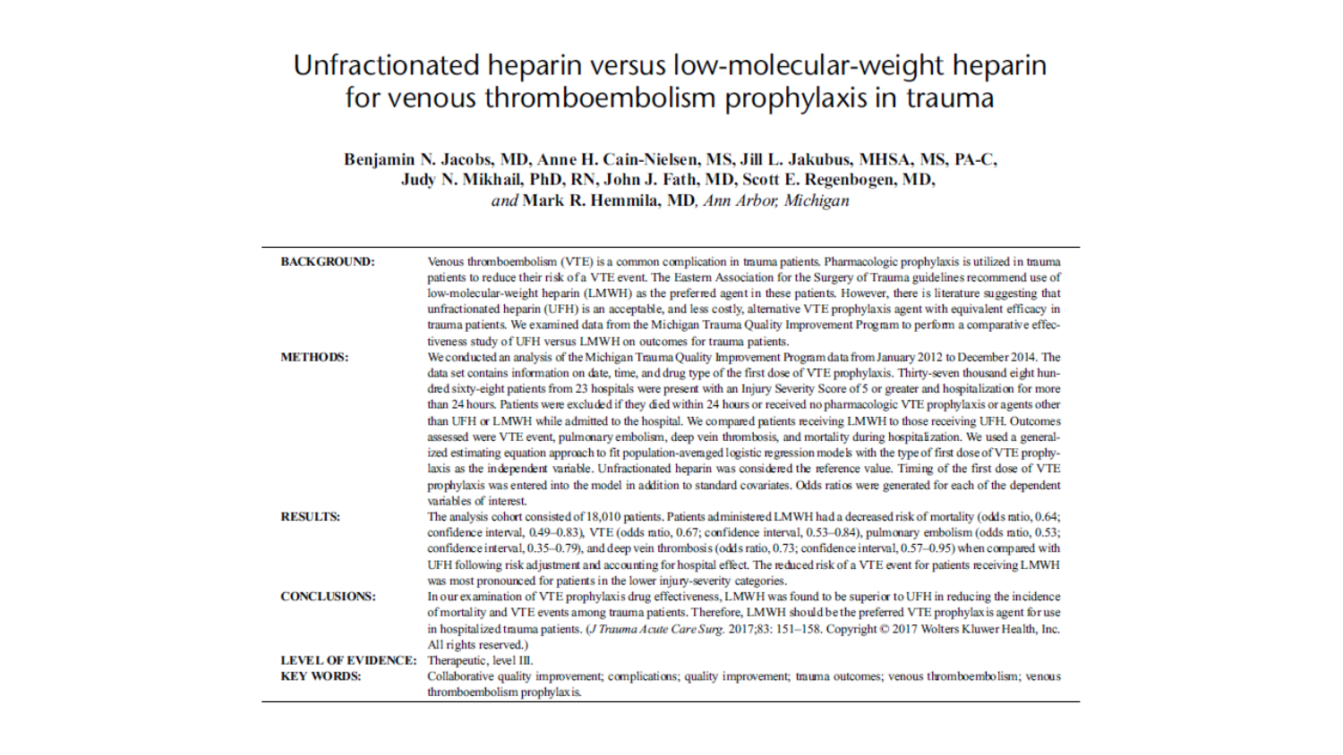# Unfractionated heparin versus low-molecular-weight heparin for venous thromboembolism prophylaxis in trauma

**Benjamin N. Jacobs, MD, Anne H. Cain-Nielsen, MS, Jill L. Jakubus, MHSA, MS, PA-C, Judy N. Mikhail, PhD, RN, John J. Fath, MD, Scott E. Regenbogen, MD,** *and* **Mark R. Hemmila, MD,** *Ann Arbor, Michigan*

**BACKGROUND:** Venous thromboembolism (VTE) is a common complication in trauma patients. Pharmacologic prophylaxis is utilized in trauma patients to reduce their risk of a VTE event. The Eastern Association for the Surgery of Trauma guidelines recommend use of low-molecular-weight heparin (LMWH) as the preferred agent in these patients. However, there is literature suggesting that unfractionated heparin (UFH) is an acceptable, and less costly, alternative VTE prophylaxis agent with equivalent efficacy in trauma patients. We examined data from the Michigan Trauma Quality Improvement Program to perform a comparative effectiveness study of UFH versus LMWH on outcomes for trauma patients.

**METHODS:** We conducted an analysis of the Michigan Trauma Quality Improvement Program data from January 2012 to December 2014. The data set contains information on date, time, and drug type of the first dose of VTE prophylaxis. Thirty-seven thousand eight hundred sixty-eight patients from 23 hospitals were present with an Injury Severity Score of 5 or greater and hospitalization for more than 24 hours. Patients were excluded if they died within 24 hours or received no pharmacologic VTE prophylaxis or agents other than UFH or LMWH while admitted to the hospital. We compared patients receiving LMWH to those receiving UFH. Outcomes assessed were VTE event, pulmonary embolism, deep vein thrombosis, and mortality during hospitalization. We used a generalized estimating equation approach to fit population-averaged logistic regression models with the type of first dose of VTE prophylaxis as the independent variable. Unfractionated heparin was considered the reference value. Timing of the first dose of VTE prophylaxis was entered into the model in addition to standard covariates. Odds ratios were generated for each of the dependent variables of interest.

**RESULTS:** The analysis cohort consisted of 18,010 patients. Patients administered LMWH had a decreased risk of mortality (odds ratio, 0.64; confidence interval, 0.49–0.83), VTE (odds ratio, 0.67; confidence interval, 0.53–0.84), pulmonary embolism (odds ratio, 0.53; confidence interval, 0.35–0.79), and deep vein thrombosis (odds ratio, 0.73; confidence interval, 0.57–0.95) when compared with UFH following risk adjustment and accounting for hospital effect. The reduced risk of a VTE event for patients receiving LMWH was most pronounced for patients in the lower injury-severity categories.

**CONCLUSIONS:** In our examination of VTE prophylaxis drug effectiveness, LMWH was found to be superior to UFH in reducing the incidence of mortality and VTE events among trauma patients. Therefore, LMWH should be the preferred VTE prophylaxis agent for use in hospitalized trauma patients. (*J Trauma Acute Care Surg.* 2017;83: 151–158. Copyright © 2017 Wolters Kluwer Health, Inc. All rights reserved.)

**LEVEL OF EVIDENCE:** Therapeutic, level III.

**KEY WORDS:** Collaborative quality improvement; complications; quality improvement; trauma outcomes; venous thromboembolism; venous thromboembolism prophylaxis.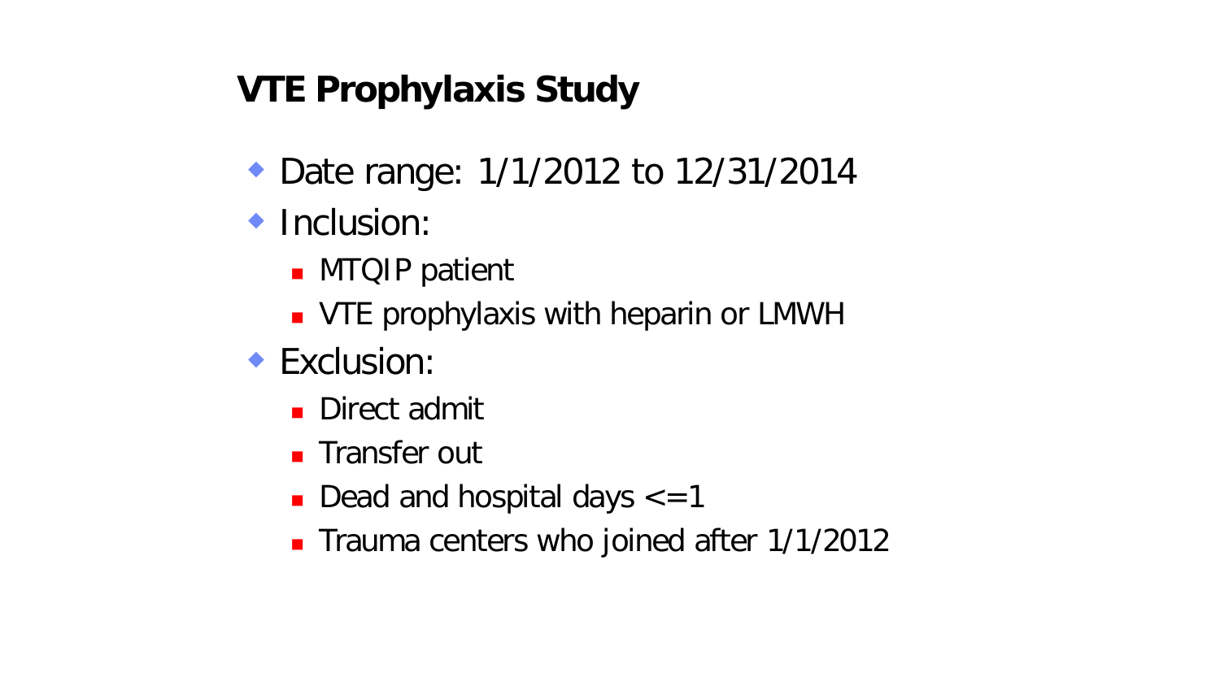# VTE Prophylaxis Study

- Date range: 1/1/2012 to 12/31/2014
- Inclusion:
  - MTQIP patient
  - VTE prophylaxis with heparin or LMWH
- Exclusion:
  - Direct admit
  - Transfer out
  - Dead and hospital days <=1
  - Trauma centers who joined after 1/1/2012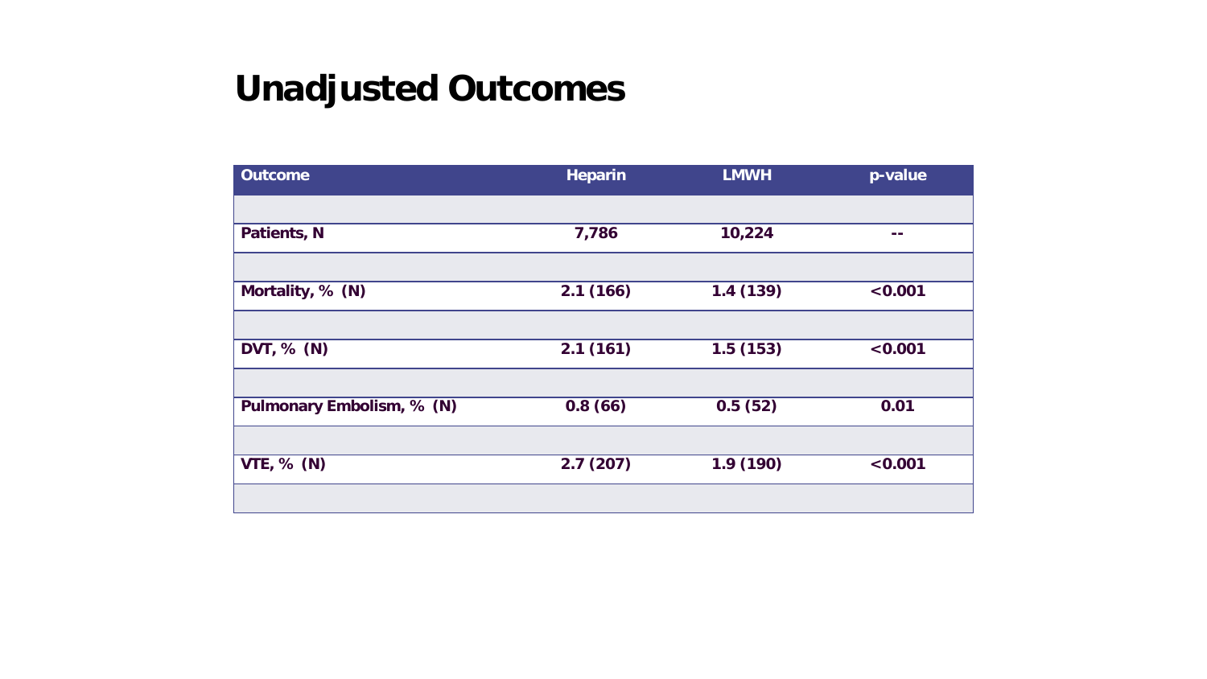# Unadjusted Outcomes

| Outcome | Heparin | LMWH | p-value |
|---|---|---|---|
| Patients, N | 7,786 | 10,224 | -- |
| Mortality, % (N) | 2.1 (166) | 1.4 (139) | <0.001 |
| DVT, % (N) | 2.1 (161) | 1.5 (153) | <0.001 |
| Pulmonary Embolism, % (N) | 0.8 (66) | 0.5 (52) | 0.01 |
| VTE, % (N) | 2.7 (207) | 1.9 (190) | <0.001 |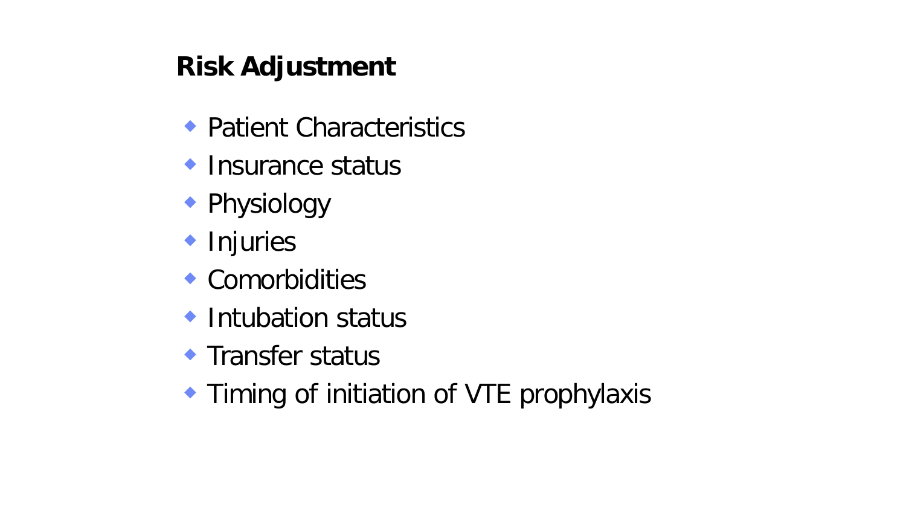# Risk Adjustment

- Patient Characteristics
- Insurance status
- Physiology
- Injuries
- Comorbidities
- Intubation status
- Transfer status
- Timing of initiation of VTE prophylaxis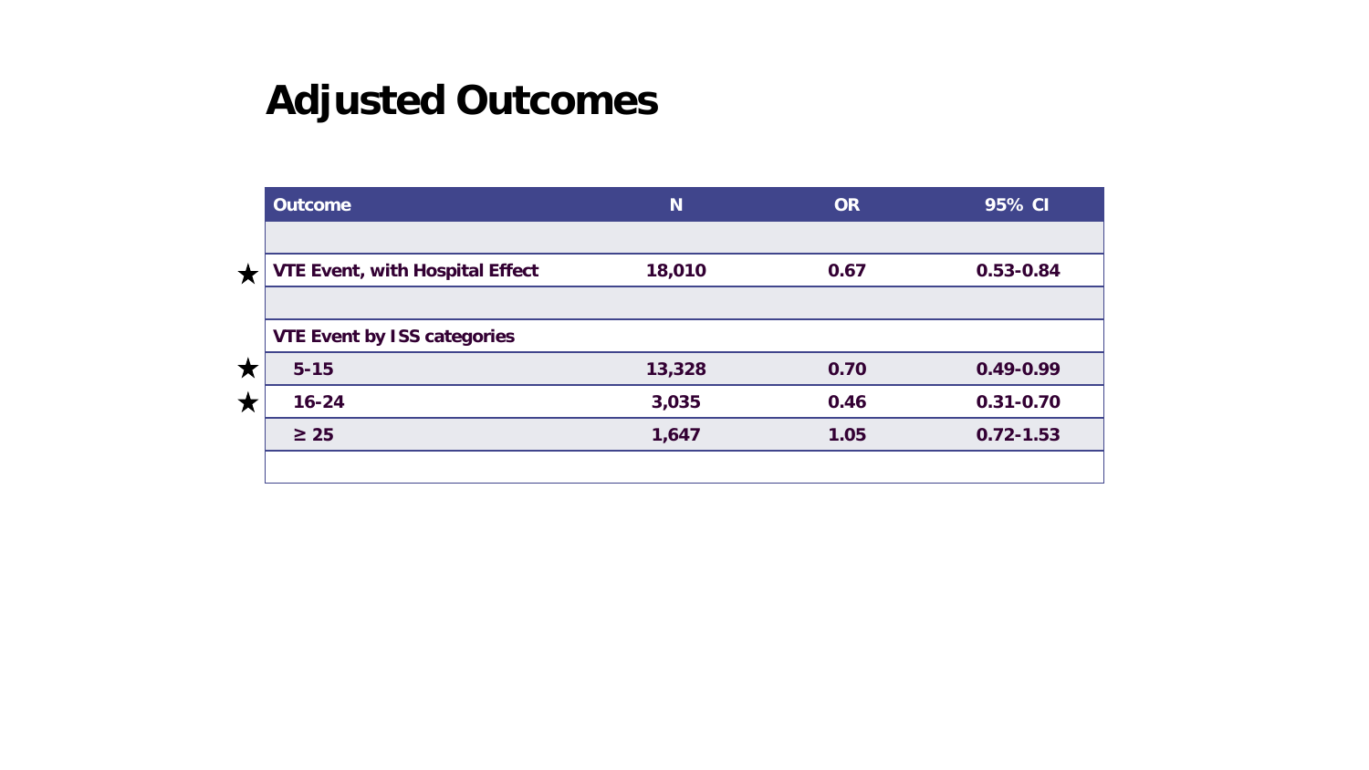# Adjusted Outcomes

| | Outcome | N | OR | 95% CI |
|---|---|---|---|---|
| | | | | |
| ★ | **VTE Event, with Hospital Effect** | **18,010** | **0.67** | **0.53-0.84** |
| | | | | |
| | **VTE Event by ISS categories** | | | |
| ★ | **5-15** | **13,328** | **0.70** | **0.49-0.99** |
| ★ | **16-24** | **3,035** | **0.46** | **0.31-0.70** |
| | **≥ 25** | **1,647** | **1.05** | **0.72-1.53** |
| | | | | |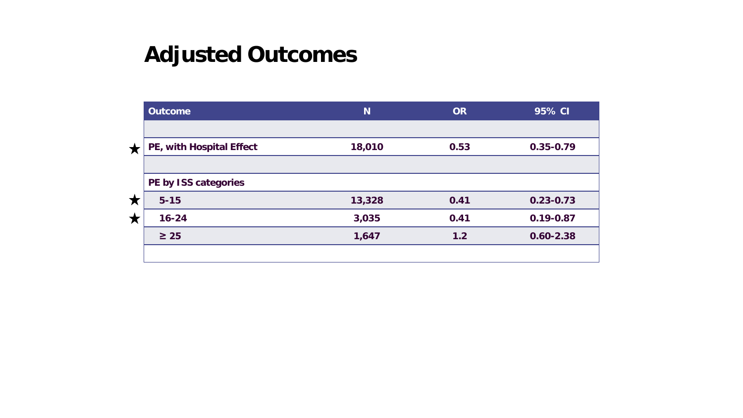# Adjusted Outcomes

| Outcome | N | OR | 95% CI |
|---|---|---|---|
| | | | |
| ★ **PE, with Hospital Effect** | **18,010** | **0.53** | **0.35-0.79** |
| | | | |
| **PE by ISS categories** | | | |
| ★ **5-15** | **13,328** | **0.41** | **0.23-0.73** |
| ★ **16-24** | **3,035** | **0.41** | **0.19-0.87** |
| **≥ 25** | **1,647** | **1.2** | **0.60-2.38** |
| | | | |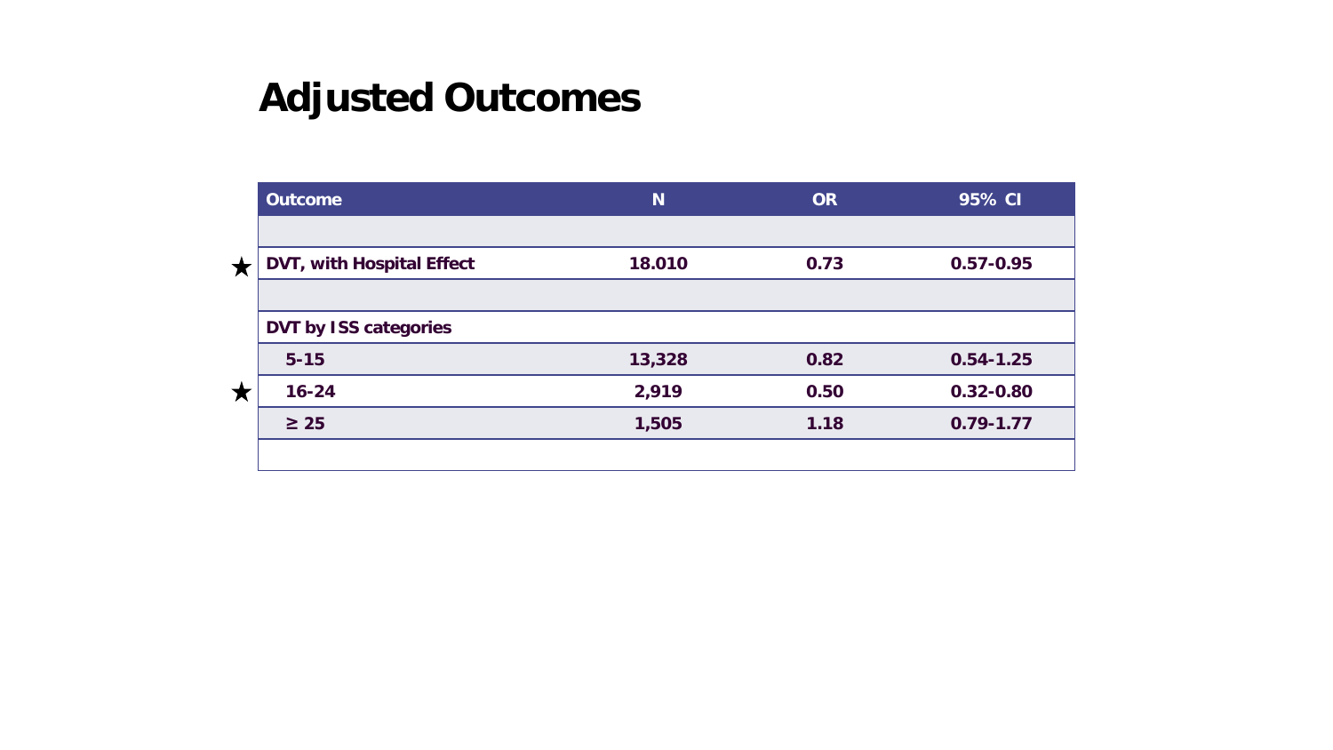# Adjusted Outcomes

| | Outcome | N | OR | 95% CI |
|---|---|---|---|---|
| | | | | |
| ★ | **DVT, with Hospital Effect** | **18.010** | **0.73** | **0.57-0.95** |
| | | | | |
| | **DVT by ISS categories** | | | |
| | **5-15** | **13,328** | **0.82** | **0.54-1.25** |
| ★ | **16-24** | **2,919** | **0.50** | **0.32-0.80** |
| | **≥ 25** | **1,505** | **1.18** | **0.79-1.77** |
| | | | | |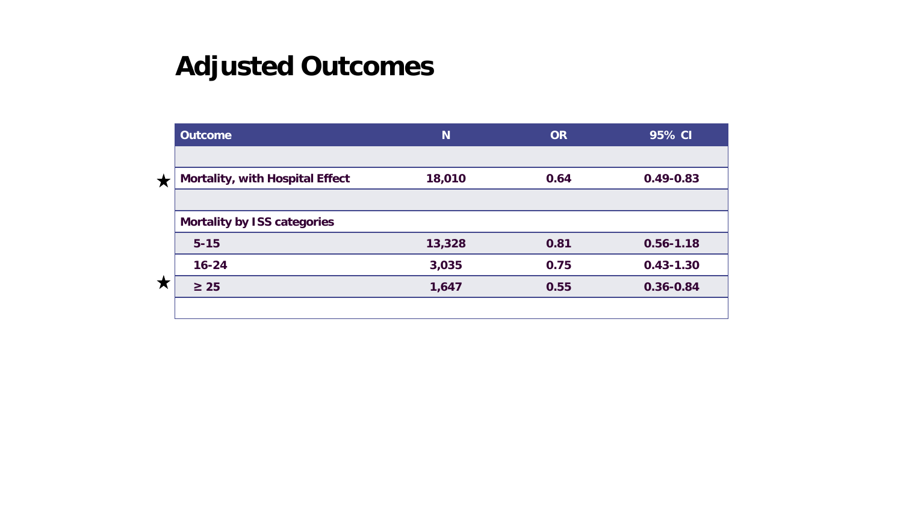# Adjusted Outcomes

| Outcome | N | OR | 95% CI |
|---|---|---|---|
| | | | |
| ★ **Mortality, with Hospital Effect** | **18,010** | **0.64** | **0.49-0.83** |
| | | | |
| **Mortality by ISS categories** | | | |
| **5-15** | **13,328** | **0.81** | **0.56-1.18** |
| **16-24** | **3,035** | **0.75** | **0.43-1.30** |
| ★ **≥ 25** | **1,647** | **0.55** | **0.36-0.84** |
| | | | |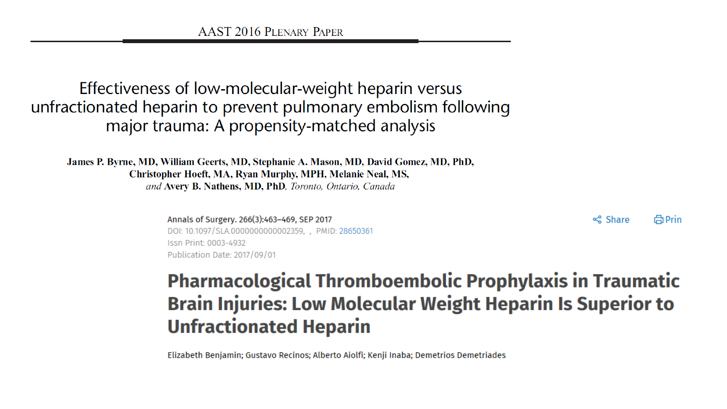AAST 2016 Plenary Paper

# Effectiveness of low-molecular-weight heparin versus unfractionated heparin to prevent pulmonary embolism following major trauma: A propensity-matched analysis

**James P. Byrne, MD, William Geerts, MD, Stephanie A. Mason, MD, David Gomez, MD, PhD, Christopher Hoeft, MA, Ryan Murphy, MPH, Melanie Neal, MS,** *and* **Avery B. Nathens, MD, PhD**, *Toronto, Ontario, Canada*

Annals of Surgery. 266(3):463–469, SEP 2017

DOI: 10.1097/SLA.0000000000002359, , PMID: 28650361

Issn Print: 0003-4932

Publication Date: 2017/09/01

Share Prin

# Pharmacological Thromboembolic Prophylaxis in Traumatic Brain Injuries: Low Molecular Weight Heparin Is Superior to Unfractionated Heparin

Elizabeth Benjamin; Gustavo Recinos; Alberto Aiolfi; Kenji Inaba; Demetrios Demetriades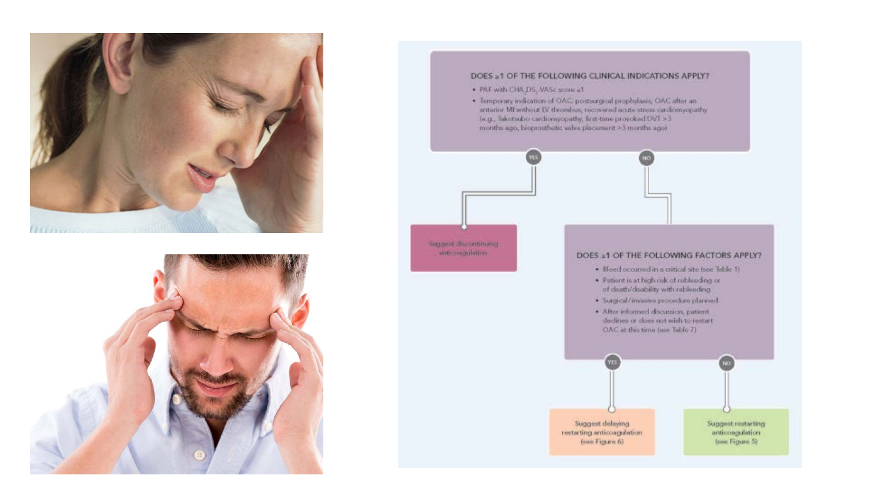DOES ≥1 OF THE FOLLOWING CLINICAL INDICATIONS APPLY?

- PAF with $CHA_2DS_2$-VASc score ≤1
- Temporary indication of OAC: postsurgical prophylaxis, OAC after an anterior MI without LV thrombus, recovered acute stress cardiomyopathy (e.g., Takotsubo cardiomyopathy, first-time provoked DVT >3 months ago, bioprosthetic valve placement >3 months ago)

YES → Suggest discontinuing anticoagulation

NO → DOES ≥1 OF THE FOLLOWING FACTORS APPLY?

- Bleed occurred in a critical site (see Table 1)
- Patient is at high risk of rebleeding or of death/disability with rebleeding
- Surgical/invasive procedure planned
- After informed discussion, patient declines or does not wish to restart OAC at this time (see Table 7)

YES → Suggest delaying restarting anticoagulation (see Figure 6)

NO → Suggest restarting anticoagulation (see Figure 5)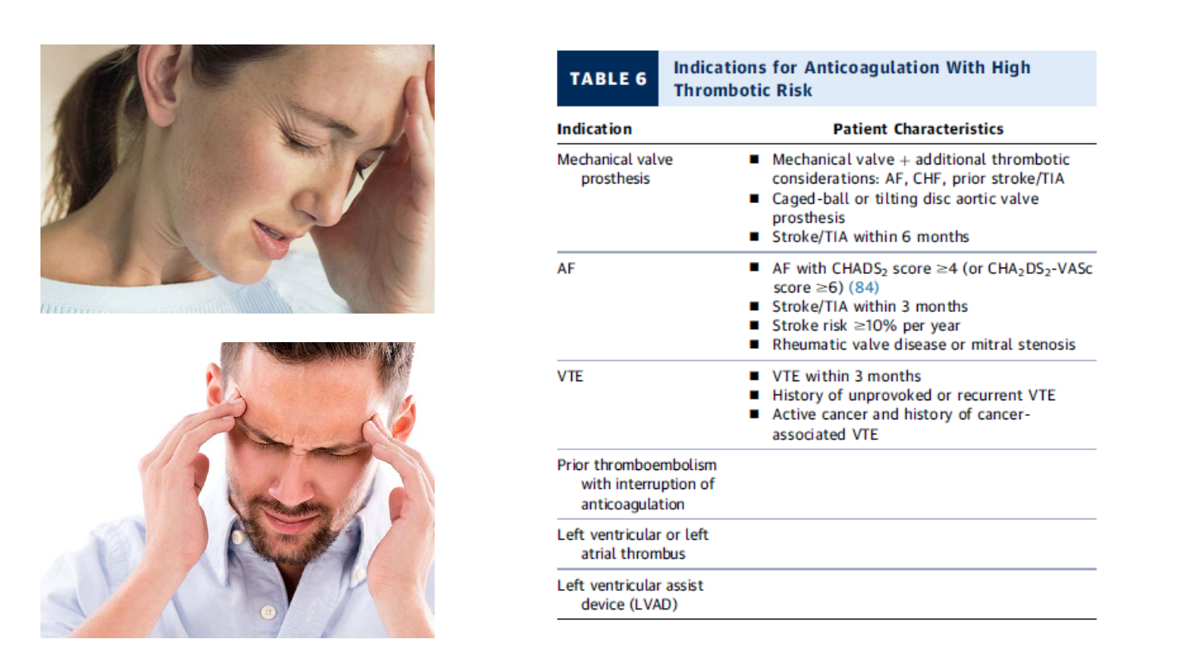**TABLE 6 Indications for Anticoagulation With High Thrombotic Risk**

| Indication | Patient Characteristics |
| --- | --- |
| Mechanical valve prosthesis | ■ Mechanical valve + additional thrombotic considerations: AF, CHF, prior stroke/TIA<br>■ Caged-ball or tilting disc aortic valve prosthesis<br>■ Stroke/TIA within 6 months |
| AF | ■ AF with $CHADS_2$ score ≥4 (or $CHA_2DS_2$-VASc score ≥6) (84)<br>■ Stroke/TIA within 3 months<br>■ Stroke risk ≥10% per year<br>■ Rheumatic valve disease or mitral stenosis |
| VTE | ■ VTE within 3 months<br>■ History of unprovoked or recurrent VTE<br>■ Active cancer and history of cancer-associated VTE |
| Prior thromboembolism with interruption of anticoagulation | |
| Left ventricular or left atrial thrombus | |
| Left ventricular assist device (LVAD) | |